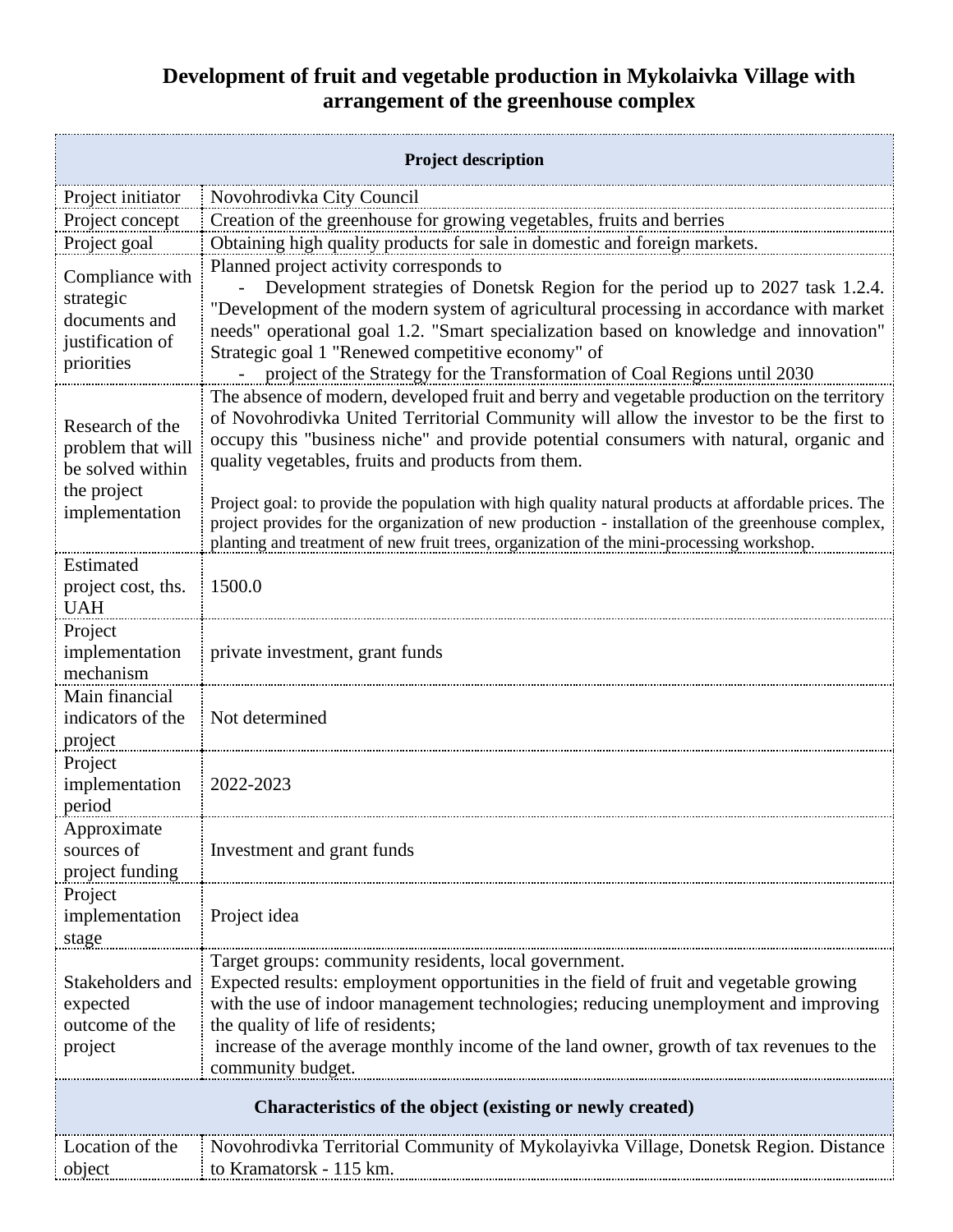# Development of fruit and vegetable production in Mykolaivka Village with arrangement of the greenhouse complex

| Project description | |
|---|---|
| Project initiator | Novohrodivka City Council |
| Project concept | Creation of the greenhouse for growing vegetables, fruits and berries |
| Project goal | Obtaining high quality products for sale in domestic and foreign markets. |
| Compliance with strategic documents and justification of priorities | Planned project activity corresponds to<br>- Development strategies of Donetsk Region for the period up to 2027 task 1.2.4. "Development of the modern system of agricultural processing in accordance with market needs" operational goal 1.2. "Smart specialization based on knowledge and innovation" Strategic goal 1 "Renewed competitive economy" of<br>- project of the Strategy for the Transformation of Coal Regions until 2030 |
| Research of the problem that will be solved within the project implementation | The absence of modern, developed fruit and berry and vegetable production on the territory of Novohrodivka United Territorial Community will allow the investor to be the first to occupy this "business niche" and provide potential consumers with natural, organic and quality vegetables, fruits and products from them.<br><br>Project goal: to provide the population with high quality natural products at affordable prices. The project provides for the organization of new production - installation of the greenhouse complex, planting and treatment of new fruit trees, organization of the mini-processing workshop. |
| Estimated project cost, ths. UAH | 1500.0 |
| Project implementation mechanism | private investment, grant funds |
| Main financial indicators of the project | Not determined |
| Project implementation period | 2022-2023 |
| Approximate sources of project funding | Investment and grant funds |
| Project implementation stage | Project idea |
| Stakeholders and expected outcome of the project | Target groups: community residents, local government.<br>Expected results: employment opportunities in the field of fruit and vegetable growing with the use of indoor management technologies; reducing unemployment and improving the quality of life of residents;<br>increase of the average monthly income of the land owner, growth of tax revenues to the community budget. |
| **Characteristics of the object (existing or newly created)** | |
| Location of the object | Novohrodivka Territorial Community of Mykolayivka Village, Donetsk Region. Distance to Kramatorsk - 115 km. |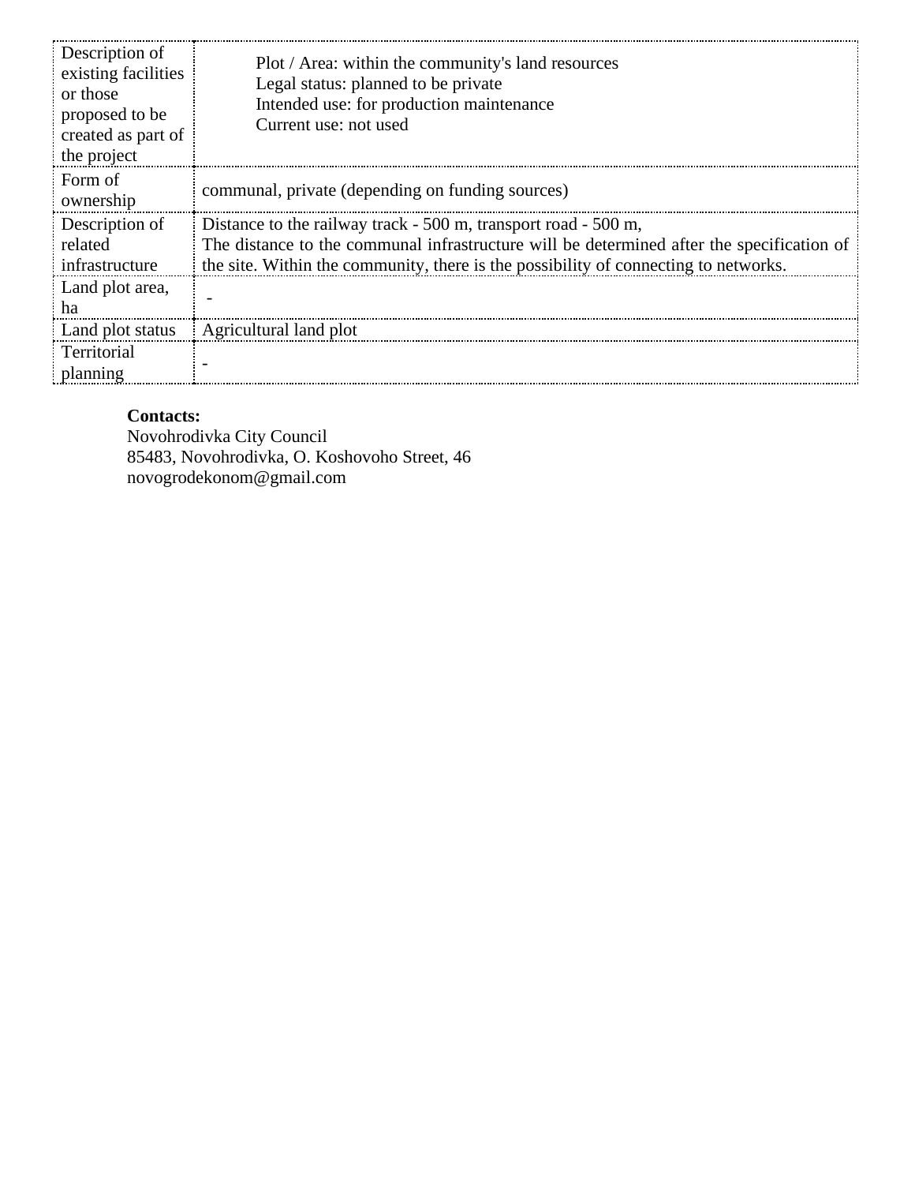| | |
|---|---|
| Description of existing facilities or those proposed to be created as part of the project | Plot / Area: within the community's land resources<br>Legal status: planned to be private<br>Intended use: for production maintenance<br>Current use: not used |
| Form of ownership | communal, private (depending on funding sources) |
| Description of related infrastructure | Distance to the railway track - 500 m, transport road - 500 m,<br>The distance to the communal infrastructure will be determined after the specification of the site. Within the community, there is the possibility of connecting to networks. |
| Land plot area, ha | - |
| Land plot status | Agricultural land plot |
| Territorial planning | - |

**Contacts:**
Novohrodivka City Council
85483, Novohrodivka, O. Koshovoho Street, 46
novogrodekonom@gmail.com